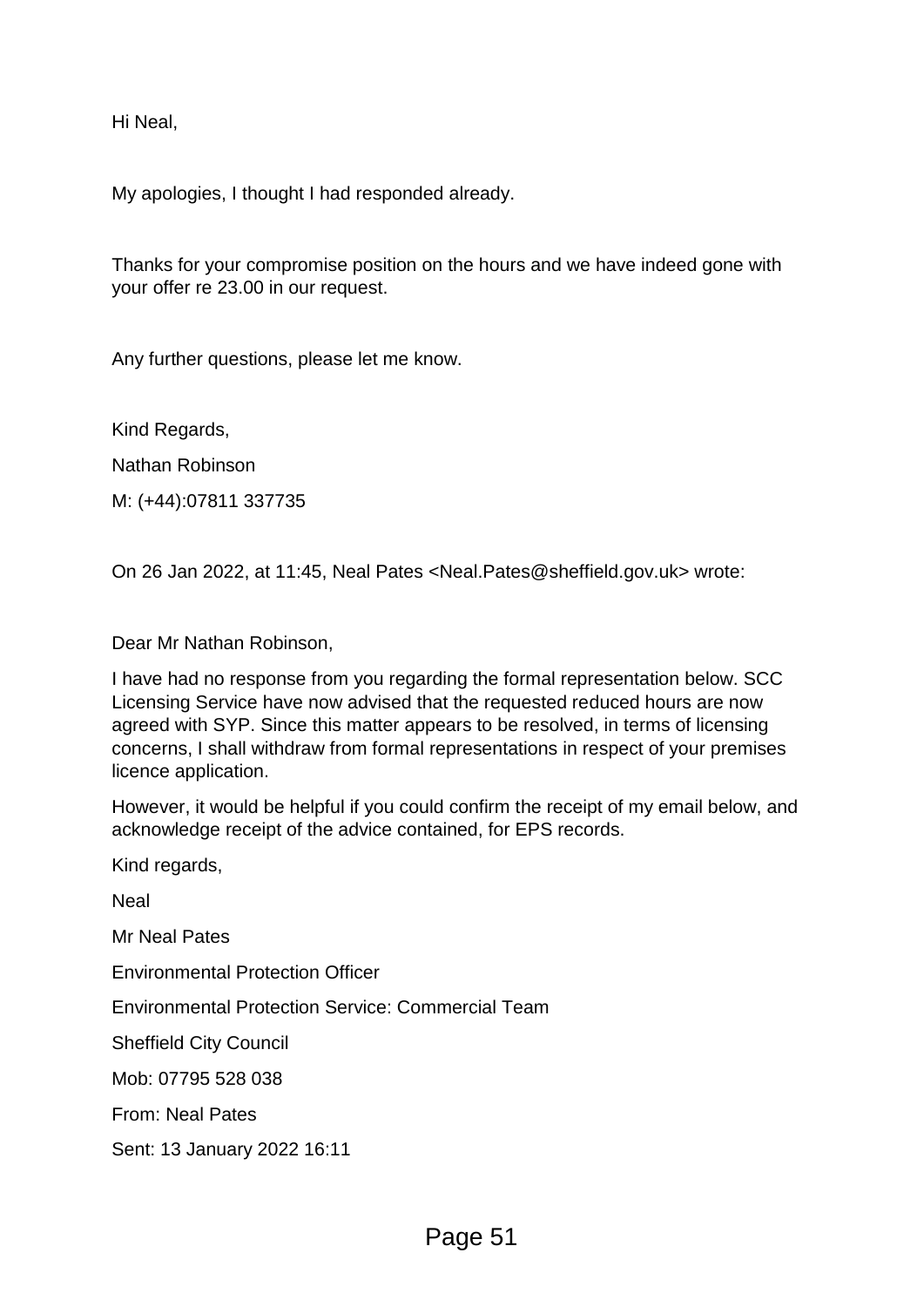Hi Neal,

My apologies, I thought I had responded already.

Thanks for your compromise position on the hours and we have indeed gone with your offer re 23.00 in our request.

Any further questions, please let me know.

Kind Regards,

Nathan Robinson

M: (+44):07811 337735

On 26 Jan 2022, at 11:45, Neal Pates <Neal.Pates@sheffield.gov.uk> wrote:

Dear Mr Nathan Robinson,

I have had no response from you regarding the formal representation below. SCC Licensing Service have now advised that the requested reduced hours are now agreed with SYP. Since this matter appears to be resolved, in terms of licensing concerns, I shall withdraw from formal representations in respect of your premises licence application.

However, it would be helpful if you could confirm the receipt of my email below, and acknowledge receipt of the advice contained, for EPS records.

Kind regards,

Neal

Mr Neal Pates

Environmental Protection Officer

Environmental Protection Service: Commercial Team

Sheffield City Council

Mob: 07795 528 038

From: Neal Pates

Sent: 13 January 2022 16:11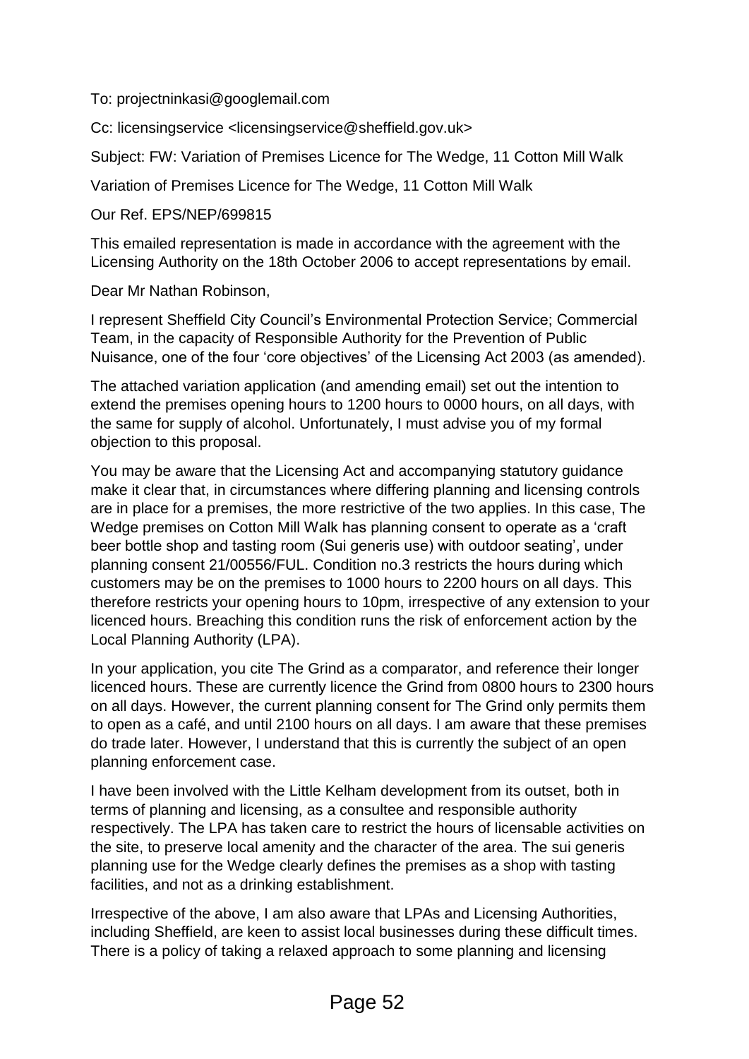To: projectninkasi@googlemail.com

Cc: licensingservice <licensingservice@sheffield.gov.uk>

Subject: FW: Variation of Premises Licence for The Wedge, 11 Cotton Mill Walk

Variation of Premises Licence for The Wedge, 11 Cotton Mill Walk

Our Ref. EPS/NEP/699815

This emailed representation is made in accordance with the agreement with the Licensing Authority on the 18th October 2006 to accept representations by email.

Dear Mr Nathan Robinson,

I represent Sheffield City Council's Environmental Protection Service; Commercial Team, in the capacity of Responsible Authority for the Prevention of Public Nuisance, one of the four 'core objectives' of the Licensing Act 2003 (as amended).

The attached variation application (and amending email) set out the intention to extend the premises opening hours to 1200 hours to 0000 hours, on all days, with the same for supply of alcohol. Unfortunately, I must advise you of my formal objection to this proposal.

You may be aware that the Licensing Act and accompanying statutory guidance make it clear that, in circumstances where differing planning and licensing controls are in place for a premises, the more restrictive of the two applies. In this case, The Wedge premises on Cotton Mill Walk has planning consent to operate as a 'craft beer bottle shop and tasting room (Sui generis use) with outdoor seating', under planning consent 21/00556/FUL. Condition no.3 restricts the hours during which customers may be on the premises to 1000 hours to 2200 hours on all days. This therefore restricts your opening hours to 10pm, irrespective of any extension to your licenced hours. Breaching this condition runs the risk of enforcement action by the Local Planning Authority (LPA).

In your application, you cite The Grind as a comparator, and reference their longer licenced hours. These are currently licence the Grind from 0800 hours to 2300 hours on all days. However, the current planning consent for The Grind only permits them to open as a café, and until 2100 hours on all days. I am aware that these premises do trade later. However, I understand that this is currently the subject of an open planning enforcement case.

I have been involved with the Little Kelham development from its outset, both in terms of planning and licensing, as a consultee and responsible authority respectively. The LPA has taken care to restrict the hours of licensable activities on the site, to preserve local amenity and the character of the area. The sui generis planning use for the Wedge clearly defines the premises as a shop with tasting facilities, and not as a drinking establishment.

Irrespective of the above, I am also aware that LPAs and Licensing Authorities, including Sheffield, are keen to assist local businesses during these difficult times. There is a policy of taking a relaxed approach to some planning and licensing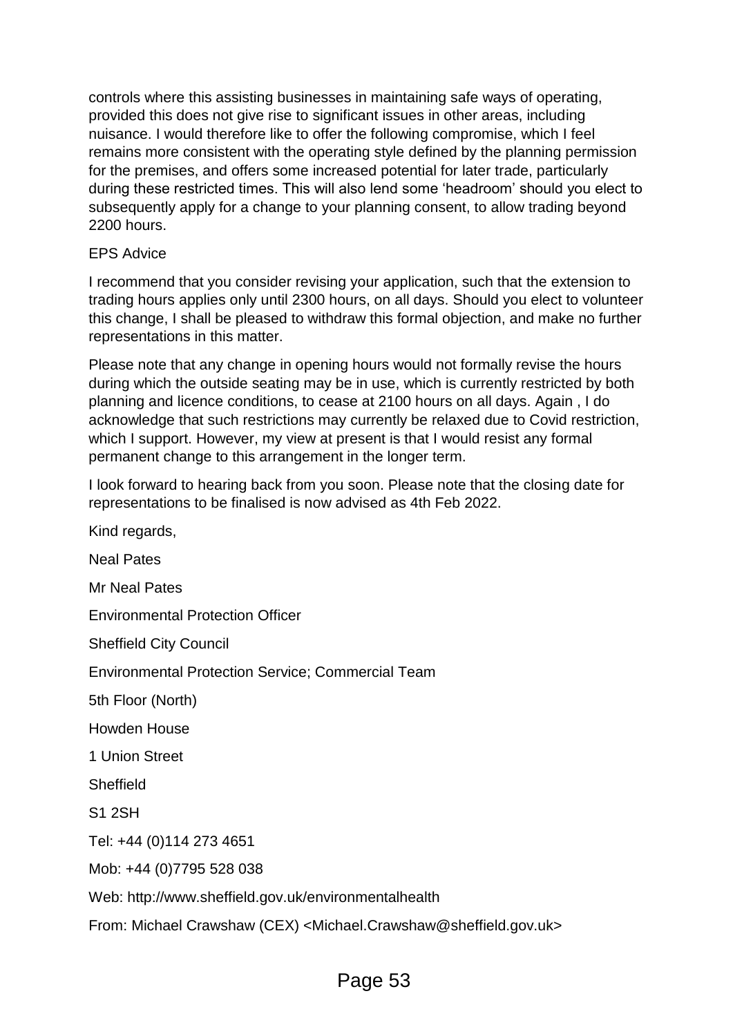controls where this assisting businesses in maintaining safe ways of operating, provided this does not give rise to significant issues in other areas, including nuisance. I would therefore like to offer the following compromise, which I feel remains more consistent with the operating style defined by the planning permission for the premises, and offers some increased potential for later trade, particularly during these restricted times. This will also lend some 'headroom' should you elect to subsequently apply for a change to your planning consent, to allow trading beyond 2200 hours.

EPS Advice

I recommend that you consider revising your application, such that the extension to trading hours applies only until 2300 hours, on all days. Should you elect to volunteer this change, I shall be pleased to withdraw this formal objection, and make no further representations in this matter.

Please note that any change in opening hours would not formally revise the hours during which the outside seating may be in use, which is currently restricted by both planning and licence conditions, to cease at 2100 hours on all days. Again , I do acknowledge that such restrictions may currently be relaxed due to Covid restriction, which I support. However, my view at present is that I would resist any formal permanent change to this arrangement in the longer term.

I look forward to hearing back from you soon. Please note that the closing date for representations to be finalised is now advised as 4th Feb 2022.

Kind regards,

Neal Pates

Mr Neal Pates

Environmental Protection Officer

Sheffield City Council

Environmental Protection Service; Commercial Team

5th Floor (North)

Howden House

1 Union Street

Sheffield

S1 2SH

Tel: +44 (0)114 273 4651

Mob: +44 (0)7795 528 038

Web: http://www.sheffield.gov.uk/environmentalhealth

From: Michael Crawshaw (CEX) <Michael.Crawshaw@sheffield.gov.uk>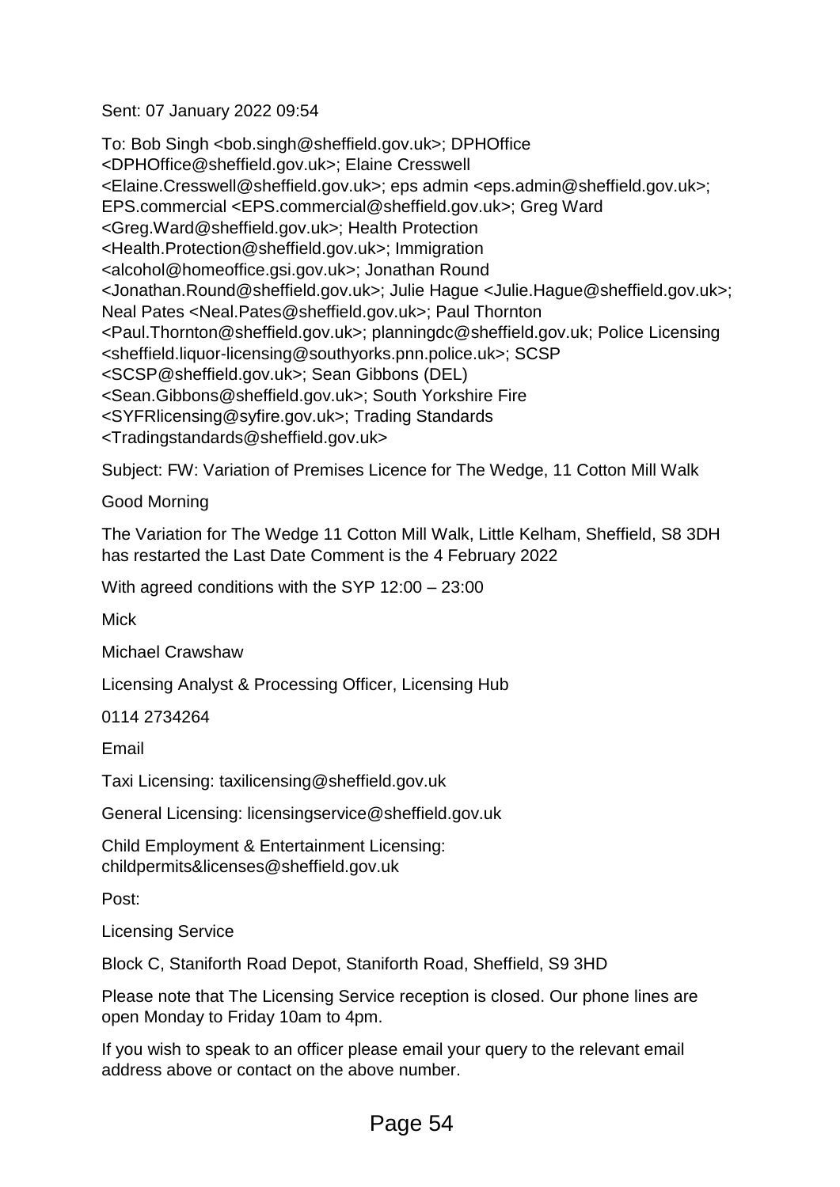Sent: 07 January 2022 09:54

To: Bob Singh <bob.singh@sheffield.gov.uk>; DPHOffice <DPHOffice@sheffield.gov.uk>; Elaine Cresswell <Elaine.Cresswell@sheffield.gov.uk>; eps admin <eps.admin@sheffield.gov.uk>; EPS.commercial <EPS.commercial@sheffield.gov.uk>; Greg Ward <Greg.Ward@sheffield.gov.uk>; Health Protection <Health.Protection@sheffield.gov.uk>; Immigration <alcohol@homeoffice.gsi.gov.uk>; Jonathan Round <Jonathan.Round@sheffield.gov.uk>; Julie Hague <Julie.Hague@sheffield.gov.uk>; Neal Pates <Neal.Pates@sheffield.gov.uk>; Paul Thornton <Paul.Thornton@sheffield.gov.uk>; planningdc@sheffield.gov.uk; Police Licensing <sheffield.liquor-licensing@southyorks.pnn.police.uk>; SCSP <SCSP@sheffield.gov.uk>; Sean Gibbons (DEL) <Sean.Gibbons@sheffield.gov.uk>; South Yorkshire Fire <SYFRlicensing@syfire.gov.uk>; Trading Standards <Tradingstandards@sheffield.gov.uk>

Subject: FW: Variation of Premises Licence for The Wedge, 11 Cotton Mill Walk

Good Morning

The Variation for The Wedge 11 Cotton Mill Walk, Little Kelham, Sheffield, S8 3DH has restarted the Last Date Comment is the 4 February 2022

With agreed conditions with the SYP 12:00 – 23:00

Mick

Michael Crawshaw

Licensing Analyst & Processing Officer, Licensing Hub

0114 2734264

Email

Taxi Licensing: taxilicensing@sheffield.gov.uk

General Licensing: licensingservice@sheffield.gov.uk

Child Employment & Entertainment Licensing: childpermits&licenses@sheffield.gov.uk

Post:

Licensing Service

Block C, Staniforth Road Depot, Staniforth Road, Sheffield, S9 3HD

Please note that The Licensing Service reception is closed. Our phone lines are open Monday to Friday 10am to 4pm.

If you wish to speak to an officer please email your query to the relevant email address above or contact on the above number.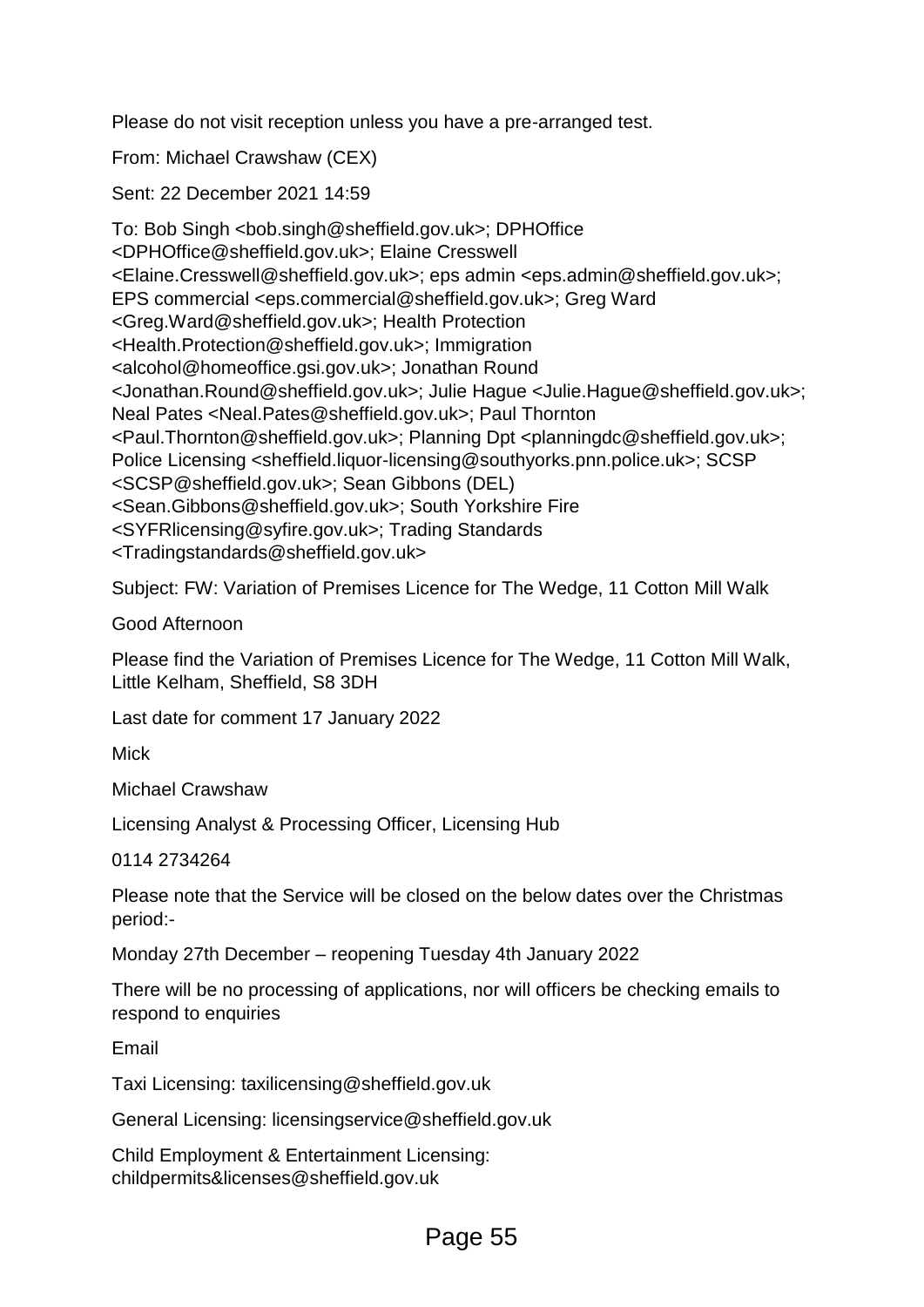Please do not visit reception unless you have a pre-arranged test.

From: Michael Crawshaw (CEX)

Sent: 22 December 2021 14:59

To: Bob Singh <bob.singh@sheffield.gov.uk>; DPHOffice <DPHOffice@sheffield.gov.uk>; Elaine Cresswell <Elaine.Cresswell@sheffield.gov.uk>; eps admin <eps.admin@sheffield.gov.uk>; EPS commercial <eps.commercial@sheffield.gov.uk>; Greg Ward <Greg.Ward@sheffield.gov.uk>; Health Protection <Health.Protection@sheffield.gov.uk>; Immigration <alcohol@homeoffice.gsi.gov.uk>; Jonathan Round <Jonathan.Round@sheffield.gov.uk>; Julie Hague <Julie.Hague@sheffield.gov.uk>; Neal Pates <Neal.Pates@sheffield.gov.uk>; Paul Thornton <Paul.Thornton@sheffield.gov.uk>; Planning Dpt <planningdc@sheffield.gov.uk>; Police Licensing <sheffield.liquor-licensing@southyorks.pnn.police.uk>; SCSP <SCSP@sheffield.gov.uk>; Sean Gibbons (DEL) <Sean.Gibbons@sheffield.gov.uk>; South Yorkshire Fire <SYFRlicensing@syfire.gov.uk>; Trading Standards <Tradingstandards@sheffield.gov.uk>

Subject: FW: Variation of Premises Licence for The Wedge, 11 Cotton Mill Walk

Good Afternoon

Please find the Variation of Premises Licence for The Wedge, 11 Cotton Mill Walk, Little Kelham, Sheffield, S8 3DH

Last date for comment 17 January 2022

Mick

Michael Crawshaw

Licensing Analyst & Processing Officer, Licensing Hub

0114 2734264

Please note that the Service will be closed on the below dates over the Christmas period:-

Monday 27th December – reopening Tuesday 4th January 2022

There will be no processing of applications, nor will officers be checking emails to respond to enquiries

Email

Taxi Licensing: taxilicensing@sheffield.gov.uk

General Licensing: licensingservice@sheffield.gov.uk

Child Employment & Entertainment Licensing: childpermits&licenses@sheffield.gov.uk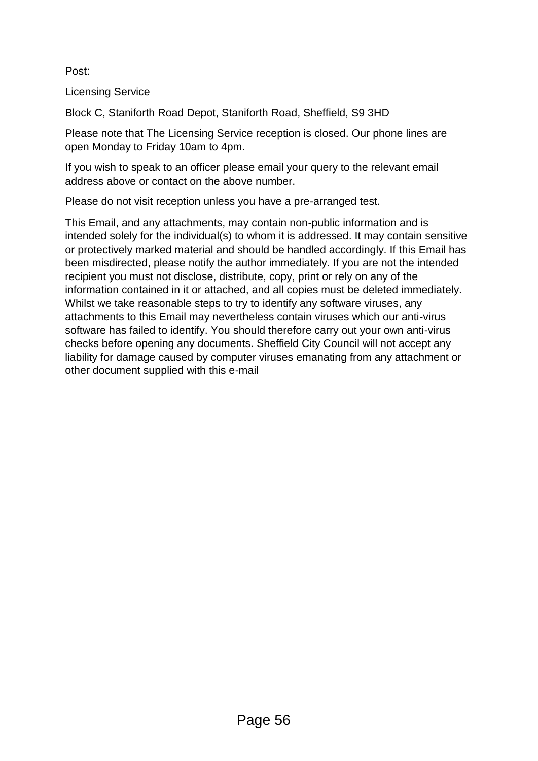Post:

Licensing Service

Block C, Staniforth Road Depot, Staniforth Road, Sheffield, S9 3HD

Please note that The Licensing Service reception is closed. Our phone lines are open Monday to Friday 10am to 4pm.

If you wish to speak to an officer please email your query to the relevant email address above or contact on the above number.

Please do not visit reception unless you have a pre-arranged test.

This Email, and any attachments, may contain non-public information and is intended solely for the individual(s) to whom it is addressed. It may contain sensitive or protectively marked material and should be handled accordingly. If this Email has been misdirected, please notify the author immediately. If you are not the intended recipient you must not disclose, distribute, copy, print or rely on any of the information contained in it or attached, and all copies must be deleted immediately. Whilst we take reasonable steps to try to identify any software viruses, any attachments to this Email may nevertheless contain viruses which our anti-virus software has failed to identify. You should therefore carry out your own anti-virus checks before opening any documents. Sheffield City Council will not accept any liability for damage caused by computer viruses emanating from any attachment or other document supplied with this e-mail